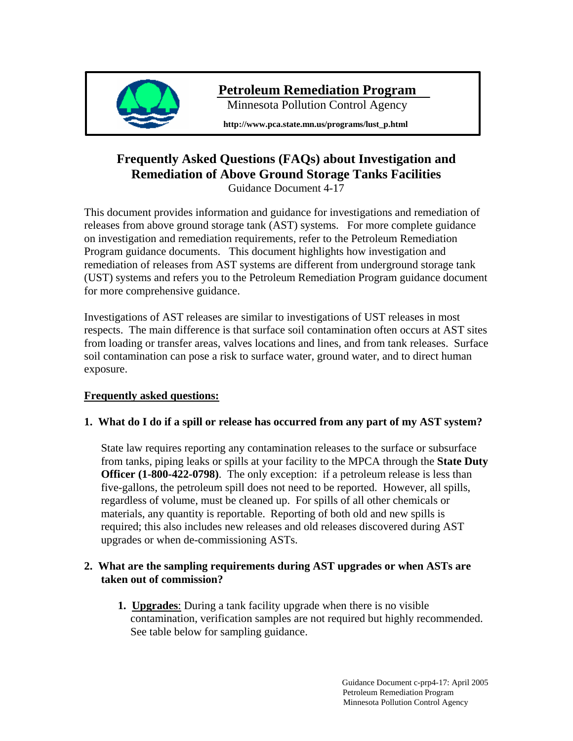**Petroleum Remediation Program**

Minnesota Pollution Control Agency

**http://www.pca.state.mn.us/programs/lust_p.html**

# Frequently Asked Questions (FAQs) about Investigation and Remediation of Above Ground Storage Tanks Facilities

Guidance Document 4-17

This document provides information and guidance for investigations and remediation of releases from above ground storage tank (AST) systems. For more complete guidance on investigation and remediation requirements, refer to the Petroleum Remediation Program guidance documents. This document highlights how investigation and remediation of releases from AST systems are different from underground storage tank (UST) systems and refers you to the Petroleum Remediation Program guidance document for more comprehensive guidance.

Investigations of AST releases are similar to investigations of UST releases in most respects. The main difference is that surface soil contamination often occurs at AST sites from loading or transfer areas, valves locations and lines, and from tank releases. Surface soil contamination can pose a risk to surface water, ground water, and to direct human exposure.

## Frequently asked questions:

### 1. What do I do if a spill or release has occurred from any part of my AST system?

State law requires reporting any contamination releases to the surface or subsurface from tanks, piping leaks or spills at your facility to the MPCA through the **State Duty Officer (1-800-422-0798)**. The only exception: if a petroleum release is less than five-gallons, the petroleum spill does not need to be reported. However, all spills, regardless of volume, must be cleaned up. For spills of all other chemicals or materials, any quantity is reportable. Reporting of both old and new spills is required; this also includes new releases and old releases discovered during AST upgrades or when de-commissioning ASTs.

### 2. What are the sampling requirements during AST upgrades or when ASTs are taken out of commission?

1. **Upgrades**: During a tank facility upgrade when there is no visible contamination, verification samples are not required but highly recommended. See table below for sampling guidance.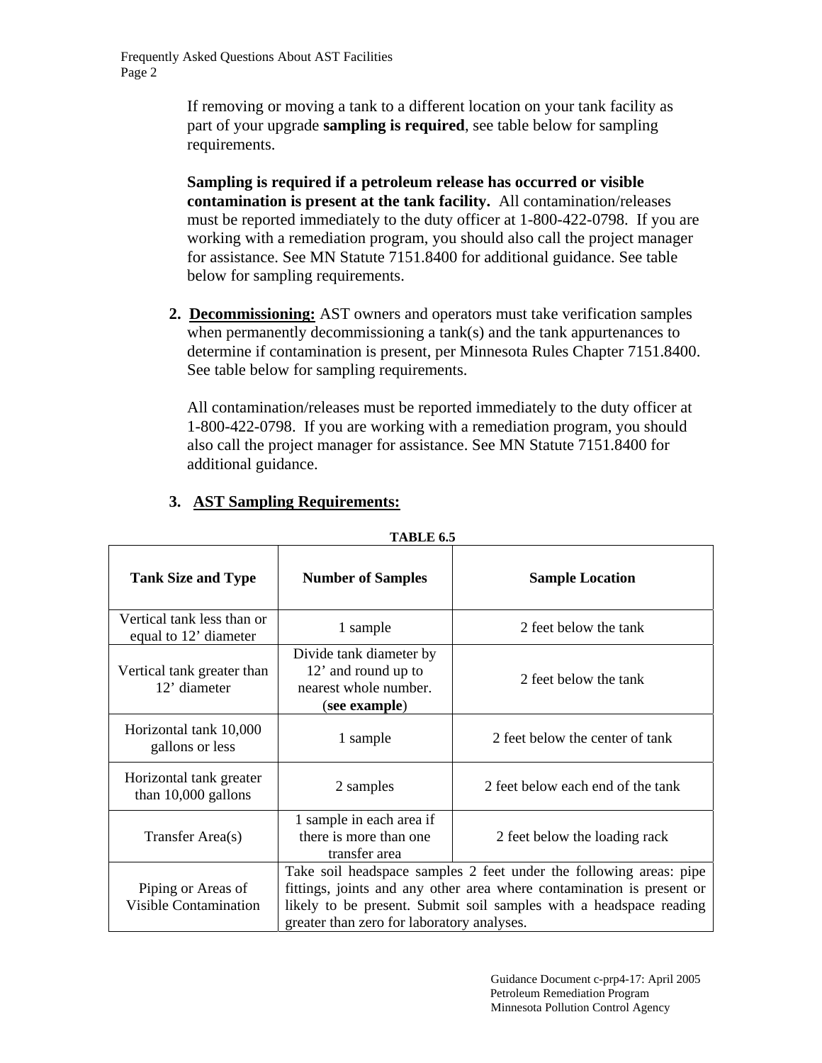If removing or moving a tank to a different location on your tank facility as part of your upgrade **sampling is required**, see table below for sampling requirements.

**Sampling is required if a petroleum release has occurred or visible contamination is present at the tank facility.** All contamination/releases must be reported immediately to the duty officer at 1-800-422-0798. If you are working with a remediation program, you should also call the project manager for assistance. See MN Statute 7151.8400 for additional guidance. See table below for sampling requirements.

2. **Decommissioning:** AST owners and operators must take verification samples when permanently decommissioning a tank(s) and the tank appurtenances to determine if contamination is present, per Minnesota Rules Chapter 7151.8400. See table below for sampling requirements.

   All contamination/releases must be reported immediately to the duty officer at 1-800-422-0798. If you are working with a remediation program, you should also call the project manager for assistance. See MN Statute 7151.8400 for additional guidance.

3. **AST Sampling Requirements:**

**TABLE 6.5**

| Tank Size and Type | Number of Samples | Sample Location |
|---|---|---|
| Vertical tank less than or equal to 12' diameter | 1 sample | 2 feet below the tank |
| Vertical tank greater than 12' diameter | Divide tank diameter by 12' and round up to nearest whole number. (**see example**) | 2 feet below the tank |
| Horizontal tank 10,000 gallons or less | 1 sample | 2 feet below the center of tank |
| Horizontal tank greater than 10,000 gallons | 2 samples | 2 feet below each end of the tank |
| Transfer Area(s) | 1 sample in each area if there is more than one transfer area | 2 feet below the loading rack |
| Piping or Areas of Visible Contamination | Take soil headspace samples 2 feet under the following areas: pipe fittings, joints and any other area where contamination is present or likely to be present. Submit soil samples with a headspace reading greater than zero for laboratory analyses. | |

Guidance Document c-prp4-17: April 2005
Petroleum Remediation Program
Minnesota Pollution Control Agency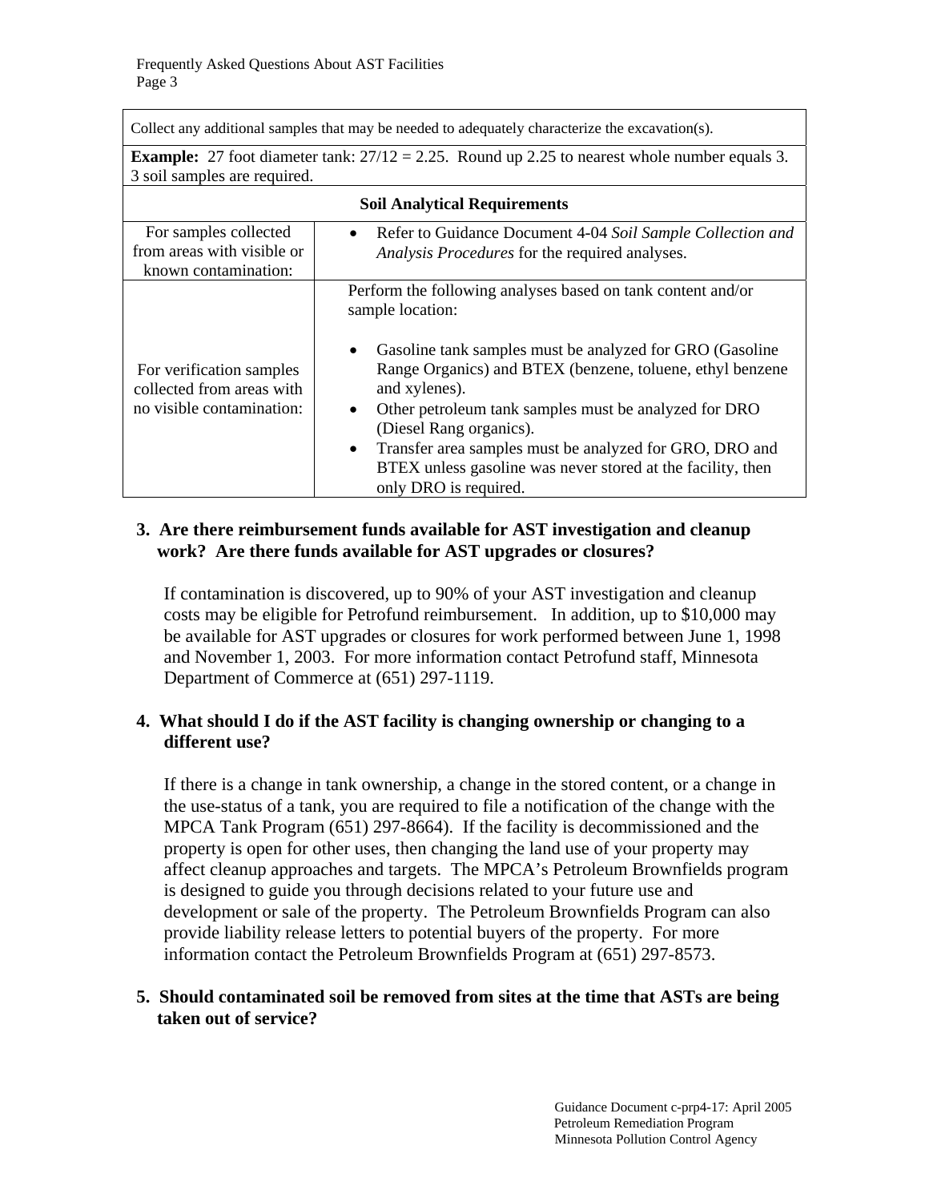| Collect any additional samples that may be needed to adequately characterize the excavation(s). | |
|---|---|
| **Example:** 27 foot diameter tank: 27/12 = 2.25. Round up 2.25 to nearest whole number equals 3. 3 soil samples are required. | |
| **Soil Analytical Requirements** | |
| For samples collected from areas with visible or known contamination: | • Refer to Guidance Document 4-04 *Soil Sample Collection and Analysis Procedures* for the required analyses. |
| For verification samples collected from areas with no visible contamination: | Perform the following analyses based on tank content and/or sample location:<br>• Gasoline tank samples must be analyzed for GRO (Gasoline Range Organics) and BTEX (benzene, toluene, ethyl benzene and xylenes).<br>• Other petroleum tank samples must be analyzed for DRO (Diesel Rang organics).<br>• Transfer area samples must be analyzed for GRO, DRO and BTEX unless gasoline was never stored at the facility, then only DRO is required. |

**3. Are there reimbursement funds available for AST investigation and cleanup work? Are there funds available for AST upgrades or closures?**

If contamination is discovered, up to 90% of your AST investigation and cleanup costs may be eligible for Petrofund reimbursement. In addition, up to $10,000 may be available for AST upgrades or closures for work performed between June 1, 1998 and November 1, 2003. For more information contact Petrofund staff, Minnesota Department of Commerce at (651) 297-1119.

**4. What should I do if the AST facility is changing ownership or changing to a different use?**

If there is a change in tank ownership, a change in the stored content, or a change in the use-status of a tank, you are required to file a notification of the change with the MPCA Tank Program (651) 297-8664). If the facility is decommissioned and the property is open for other uses, then changing the land use of your property may affect cleanup approaches and targets. The MPCA's Petroleum Brownfields program is designed to guide you through decisions related to your future use and development or sale of the property. The Petroleum Brownfields Program can also provide liability release letters to potential buyers of the property. For more information contact the Petroleum Brownfields Program at (651) 297-8573.

**5. Should contaminated soil be removed from sites at the time that ASTs are being taken out of service?**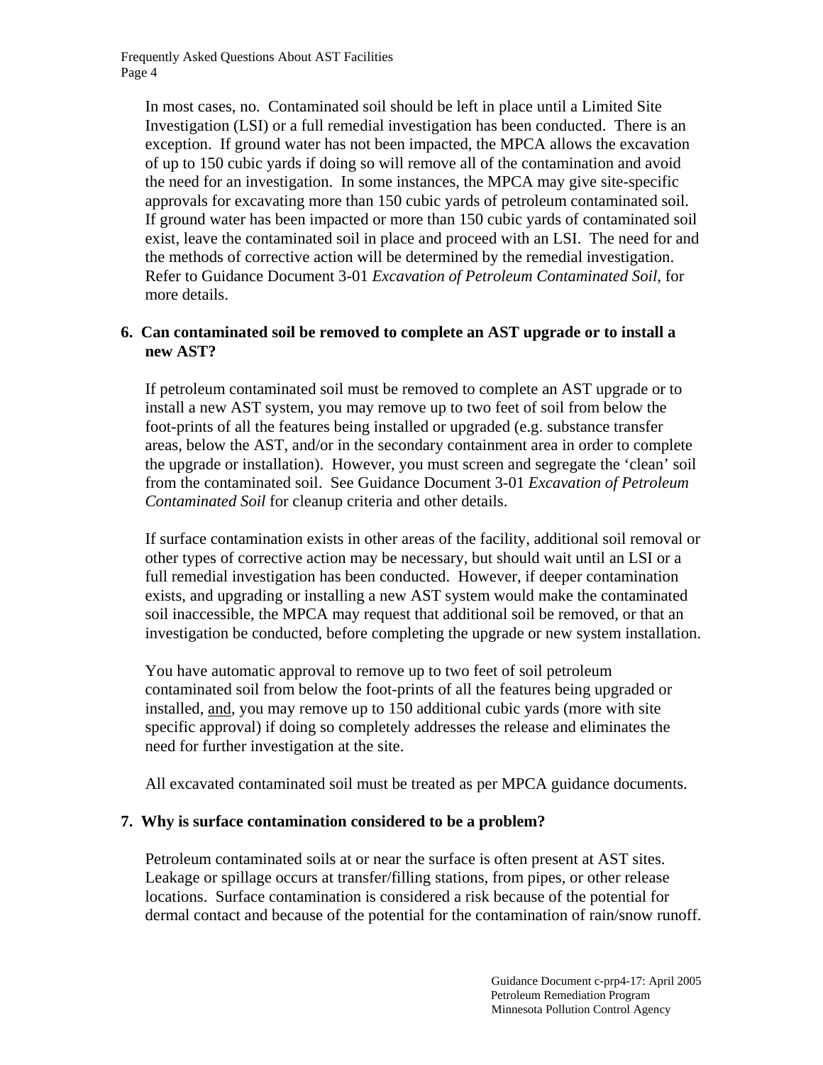In most cases, no. Contaminated soil should be left in place until a Limited Site Investigation (LSI) or a full remedial investigation has been conducted. There is an exception. If ground water has not been impacted, the MPCA allows the excavation of up to 150 cubic yards if doing so will remove all of the contamination and avoid the need for an investigation. In some instances, the MPCA may give site-specific approvals for excavating more than 150 cubic yards of petroleum contaminated soil. If ground water has been impacted or more than 150 cubic yards of contaminated soil exist, leave the contaminated soil in place and proceed with an LSI. The need for and the methods of corrective action will be determined by the remedial investigation. Refer to Guidance Document 3-01 *Excavation of Petroleum Contaminated Soil*, for more details.

**6. Can contaminated soil be removed to complete an AST upgrade or to install a new AST?**

If petroleum contaminated soil must be removed to complete an AST upgrade or to install a new AST system, you may remove up to two feet of soil from below the foot-prints of all the features being installed or upgraded (e.g. substance transfer areas, below the AST, and/or in the secondary containment area in order to complete the upgrade or installation). However, you must screen and segregate the 'clean' soil from the contaminated soil. See Guidance Document 3-01 *Excavation of Petroleum Contaminated Soil* for cleanup criteria and other details.

If surface contamination exists in other areas of the facility, additional soil removal or other types of corrective action may be necessary, but should wait until an LSI or a full remedial investigation has been conducted. However, if deeper contamination exists, and upgrading or installing a new AST system would make the contaminated soil inaccessible, the MPCA may request that additional soil be removed, or that an investigation be conducted, before completing the upgrade or new system installation.

You have automatic approval to remove up to two feet of soil petroleum contaminated soil from below the foot-prints of all the features being upgraded or installed, <u>and</u>, you may remove up to 150 additional cubic yards (more with site specific approval) if doing so completely addresses the release and eliminates the need for further investigation at the site.

All excavated contaminated soil must be treated as per MPCA guidance documents.

**7. Why is surface contamination considered to be a problem?**

Petroleum contaminated soils at or near the surface is often present at AST sites. Leakage or spillage occurs at transfer/filling stations, from pipes, or other release locations. Surface contamination is considered a risk because of the potential for dermal contact and because of the potential for the contamination of rain/snow runoff.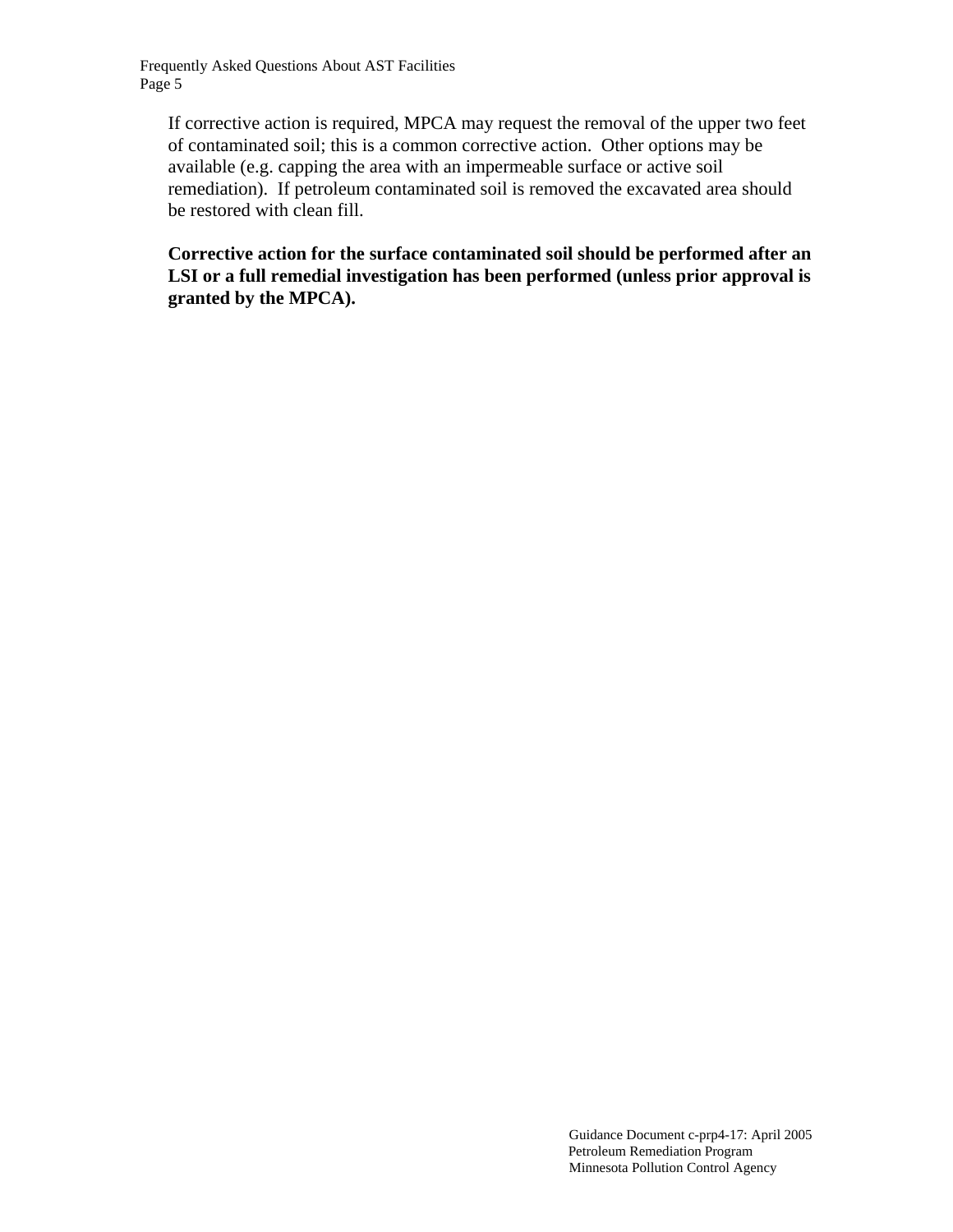If corrective action is required, MPCA may request the removal of the upper two feet of contaminated soil; this is a common corrective action.  Other options may be available (e.g. capping the area with an impermeable surface or active soil remediation).  If petroleum contaminated soil is removed the excavated area should be restored with clean fill.

**Corrective action for the surface contaminated soil should be performed after an LSI or a full remedial investigation has been performed (unless prior approval is granted by the MPCA).**